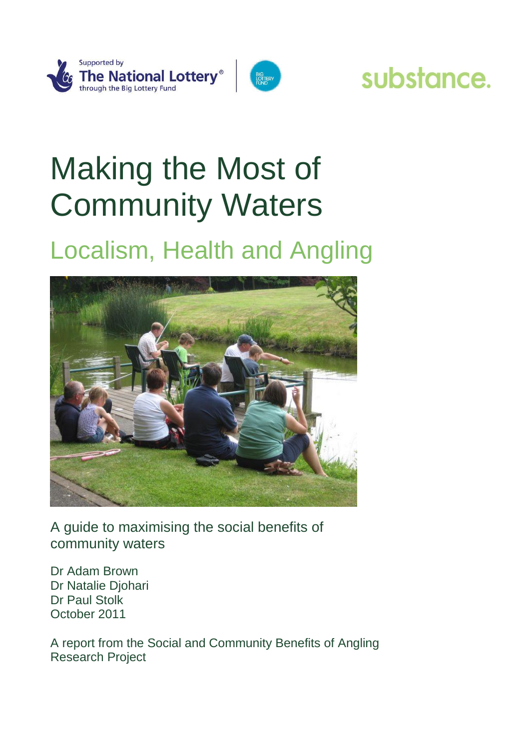Supported by The National Lottery® through the Big Lottery Fund

substance.

# Making the Most of Community Waters

## Localism, Health and Angling

A guide to maximising the social benefits of community waters

Dr Adam Brown
Dr Natalie Djohari
Dr Paul Stolk
October 2011

A report from the Social and Community Benefits of Angling Research Project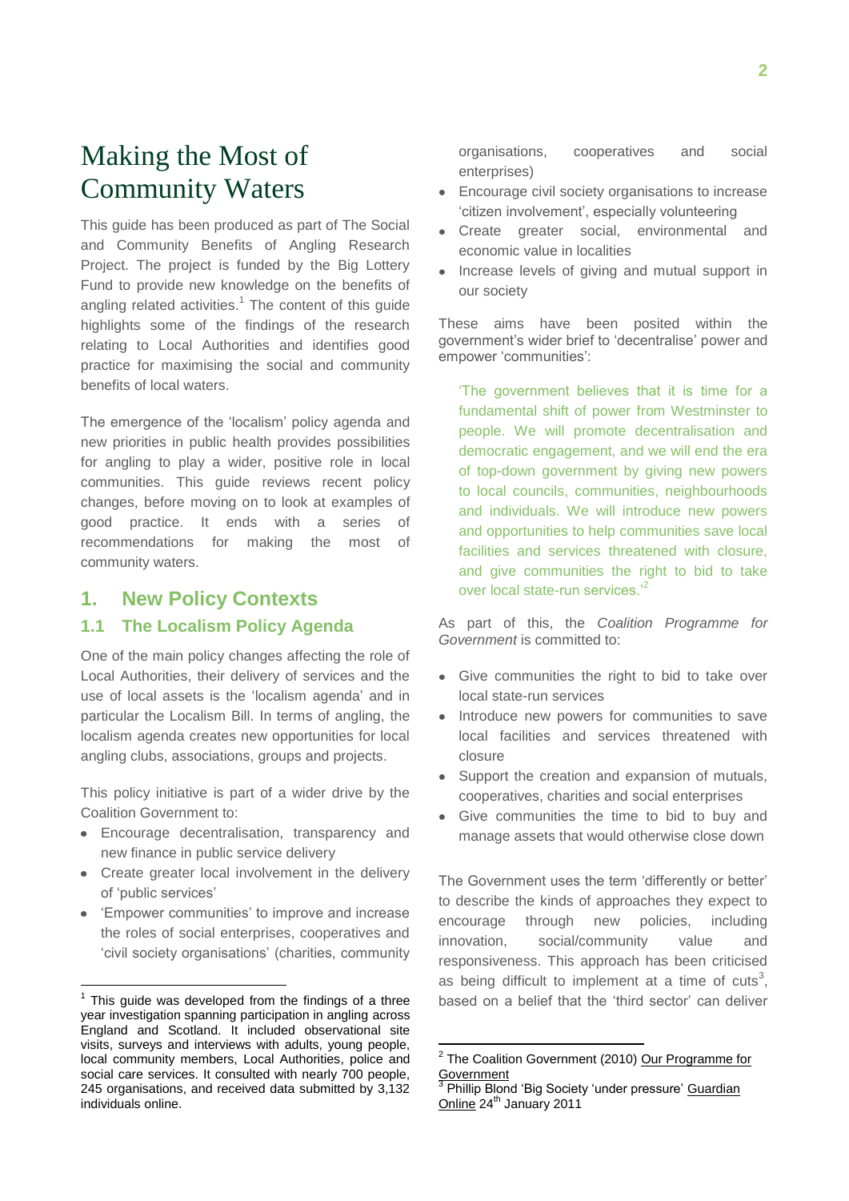# Making the Most of Community Waters

This guide has been produced as part of The Social and Community Benefits of Angling Research Project. The project is funded by the Big Lottery Fund to provide new knowledge on the benefits of angling related activities.[1] The content of this guide highlights some of the findings of the research relating to Local Authorities and identifies good practice for maximising the social and community benefits of local waters.

The emergence of the 'localism' policy agenda and new priorities in public health provides possibilities for angling to play a wider, positive role in local communities. This guide reviews recent policy changes, before moving on to look at examples of good practice. It ends with a series of recommendations for making the most of community waters.

## 1. New Policy Contexts

### 1.1 The Localism Policy Agenda

One of the main policy changes affecting the role of Local Authorities, their delivery of services and the use of local assets is the 'localism agenda' and in particular the Localism Bill. In terms of angling, the localism agenda creates new opportunities for local angling clubs, associations, groups and projects.

This policy initiative is part of a wider drive by the Coalition Government to:

- Encourage decentralisation, transparency and new finance in public service delivery
- Create greater local involvement in the delivery of 'public services'
- 'Empower communities' to improve and increase the roles of social enterprises, cooperatives and 'civil society organisations' (charities, community organisations, cooperatives and social enterprises)
- Encourage civil society organisations to increase 'citizen involvement', especially volunteering
- Create greater social, environmental and economic value in localities
- Increase levels of giving and mutual support in our society

These aims have been posited within the government's wider brief to 'decentralise' power and empower 'communities':

> 'The government believes that it is time for a fundamental shift of power from Westminster to people. We will promote decentralisation and democratic engagement, and we will end the era of top-down government by giving new powers to local councils, communities, neighbourhoods and individuals. We will introduce new powers and opportunities to help communities save local facilities and services threatened with closure, and give communities the right to bid to take over local state-run services.'[2]

As part of this, the *Coalition Programme for Government* is committed to:

- Give communities the right to bid to take over local state-run services
- Introduce new powers for communities to save local facilities and services threatened with closure
- Support the creation and expansion of mutuals, cooperatives, charities and social enterprises
- Give communities the time to bid to buy and manage assets that would otherwise close down

The Government uses the term 'differently or better' to describe the kinds of approaches they expect to encourage through new policies, including innovation, social/community value and responsiveness. This approach has been criticised as being difficult to implement at a time of cuts[3], based on a belief that the 'third sector' can deliver

---

[1] This guide was developed from the findings of a three year investigation spanning participation in angling across England and Scotland. It included observational site visits, surveys and interviews with adults, young people, local community members, Local Authorities, police and social care services. It consulted with nearly 700 people, 245 organisations, and received data submitted by 3,132 individuals online.

[2] The Coalition Government (2010) Our Programme for Government

[3] Phillip Blond 'Big Society 'under pressure' Guardian Online 24th January 2011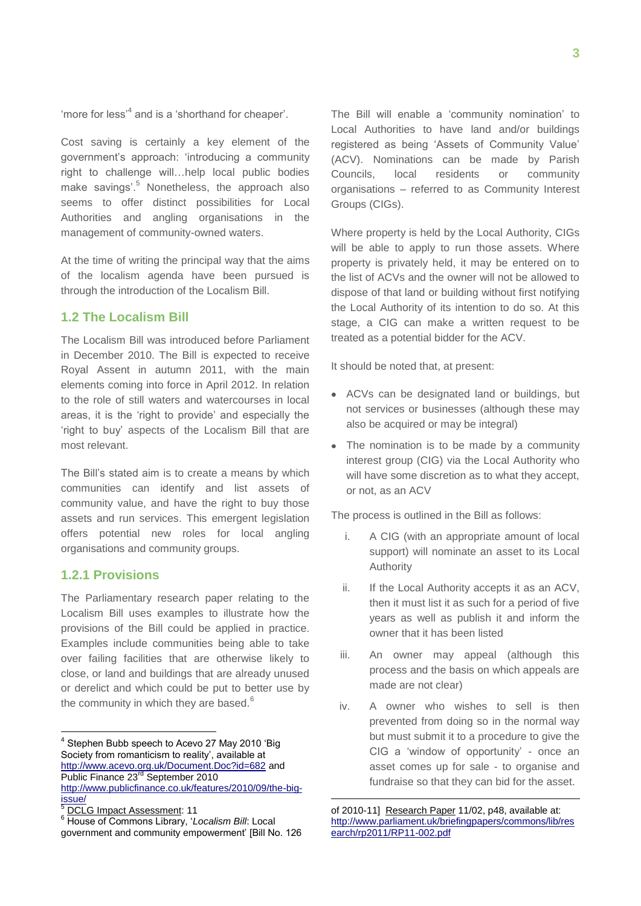'more for less'[4] and is a 'shorthand for cheaper'.

Cost saving is certainly a key element of the government's approach: 'introducing a community right to challenge will…help local public bodies make savings'.[5] Nonetheless, the approach also seems to offer distinct possibilities for Local Authorities and angling organisations in the management of community-owned waters.

At the time of writing the principal way that the aims of the localism agenda have been pursued is through the introduction of the Localism Bill.

## 1.2 The Localism Bill

The Localism Bill was introduced before Parliament in December 2010. The Bill is expected to receive Royal Assent in autumn 2011, with the main elements coming into force in April 2012. In relation to the role of still waters and watercourses in local areas, it is the 'right to provide' and especially the 'right to buy' aspects of the Localism Bill that are most relevant.

The Bill's stated aim is to create a means by which communities can identify and list assets of community value, and have the right to buy those assets and run services. This emergent legislation offers potential new roles for local angling organisations and community groups.

### 1.2.1 Provisions

The Parliamentary research paper relating to the Localism Bill uses examples to illustrate how the provisions of the Bill could be applied in practice. Examples include communities being able to take over failing facilities that are otherwise likely to close, or land and buildings that are already unused or derelict and which could be put to better use by the community in which they are based.[6]

The Bill will enable a 'community nomination' to Local Authorities to have land and/or buildings registered as being 'Assets of Community Value' (ACV). Nominations can be made by Parish Councils, local residents or community organisations – referred to as Community Interest Groups (CIGs).

Where property is held by the Local Authority, CIGs will be able to apply to run those assets. Where property is privately held, it may be entered on to the list of ACVs and the owner will not be allowed to dispose of that land or building without first notifying the Local Authority of its intention to do so. At this stage, a CIG can make a written request to be treated as a potential bidder for the ACV.

It should be noted that, at present:

- ACVs can be designated land or buildings, but not services or businesses (although these may also be acquired or may be integral)
- The nomination is to be made by a community interest group (CIG) via the Local Authority who will have some discretion as to what they accept, or not, as an ACV

The process is outlined in the Bill as follows:

i. A CIG (with an appropriate amount of local support) will nominate an asset to its Local Authority

ii. If the Local Authority accepts it as an ACV, then it must list it as such for a period of five years as well as publish it and inform the owner that it has been listed

iii. An owner may appeal (although this process and the basis on which appeals are made are not clear)

iv. A owner who wishes to sell is then prevented from doing so in the normal way but must submit it to a procedure to give the CIG a 'window of opportunity' - once an asset comes up for sale - to organise and fundraise so that they can bid for the asset.

---

[4] Stephen Bubb speech to Acevo 27 May 2010 'Big Society from romanticism to reality', available at http://www.acevo.org.uk/Document.Doc?id=682 and Public Finance 23rd September 2010 http://www.publicfinance.co.uk/features/2010/09/the-big-issue/

[5] DCLG Impact Assessment: 11

[6] House of Commons Library, '*Localism Bill*: Local government and community empowerment' [Bill No. 126 of 2010-11] Research Paper 11/02, p48, available at: http://www.parliament.uk/briefingpapers/commons/lib/research/rp2011/RP11-002.pdf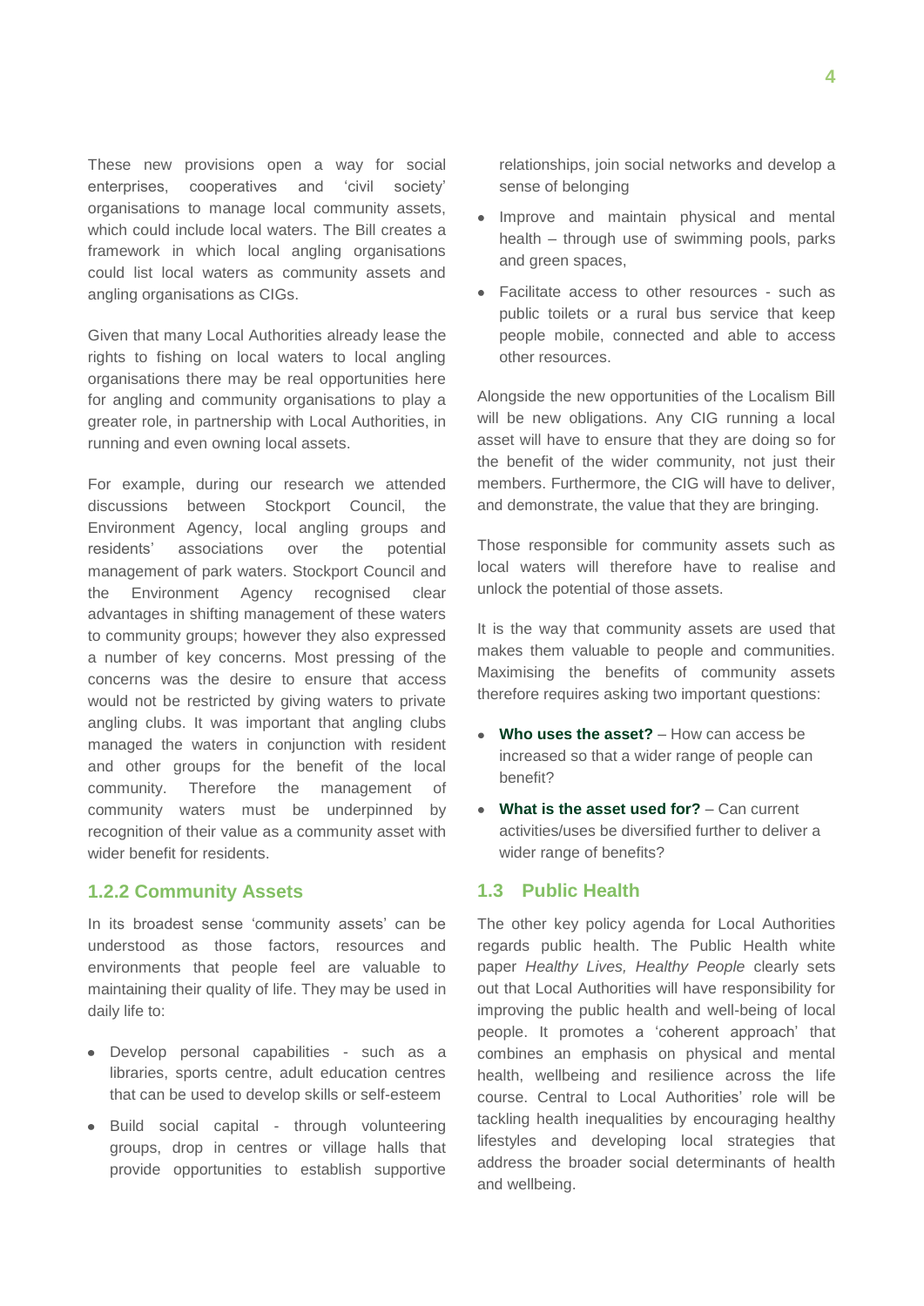These new provisions open a way for social enterprises, cooperatives and 'civil society' organisations to manage local community assets, which could include local waters. The Bill creates a framework in which local angling organisations could list local waters as community assets and angling organisations as CIGs.

Given that many Local Authorities already lease the rights to fishing on local waters to local angling organisations there may be real opportunities here for angling and community organisations to play a greater role, in partnership with Local Authorities, in running and even owning local assets.

For example, during our research we attended discussions between Stockport Council, the Environment Agency, local angling groups and residents' associations over the potential management of park waters. Stockport Council and the Environment Agency recognised clear advantages in shifting management of these waters to community groups; however they also expressed a number of key concerns. Most pressing of the concerns was the desire to ensure that access would not be restricted by giving waters to private angling clubs. It was important that angling clubs managed the waters in conjunction with resident and other groups for the benefit of the local community. Therefore the management of community waters must be underpinned by recognition of their value as a community asset with wider benefit for residents.

### 1.2.2 Community Assets

In its broadest sense 'community assets' can be understood as those factors, resources and environments that people feel are valuable to maintaining their quality of life. They may be used in daily life to:

- Develop personal capabilities - such as a libraries, sports centre, adult education centres that can be used to develop skills or self-esteem
- Build social capital - through volunteering groups, drop in centres or village halls that provide opportunities to establish supportive relationships, join social networks and develop a sense of belonging
- Improve and maintain physical and mental health – through use of swimming pools, parks and green spaces,
- Facilitate access to other resources - such as public toilets or a rural bus service that keep people mobile, connected and able to access other resources.

Alongside the new opportunities of the Localism Bill will be new obligations. Any CIG running a local asset will have to ensure that they are doing so for the benefit of the wider community, not just their members. Furthermore, the CIG will have to deliver, and demonstrate, the value that they are bringing.

Those responsible for community assets such as local waters will therefore have to realise and unlock the potential of those assets.

It is the way that community assets are used that makes them valuable to people and communities. Maximising the benefits of community assets therefore requires asking two important questions:

- **Who uses the asset?** – How can access be increased so that a wider range of people can benefit?
- **What is the asset used for?** – Can current activities/uses be diversified further to deliver a wider range of benefits?

## 1.3 Public Health

The other key policy agenda for Local Authorities regards public health. The Public Health white paper *Healthy Lives, Healthy People* clearly sets out that Local Authorities will have responsibility for improving the public health and well-being of local people. It promotes a 'coherent approach' that combines an emphasis on physical and mental health, wellbeing and resilience across the life course. Central to Local Authorities' role will be tackling health inequalities by encouraging healthy lifestyles and developing local strategies that address the broader social determinants of health and wellbeing.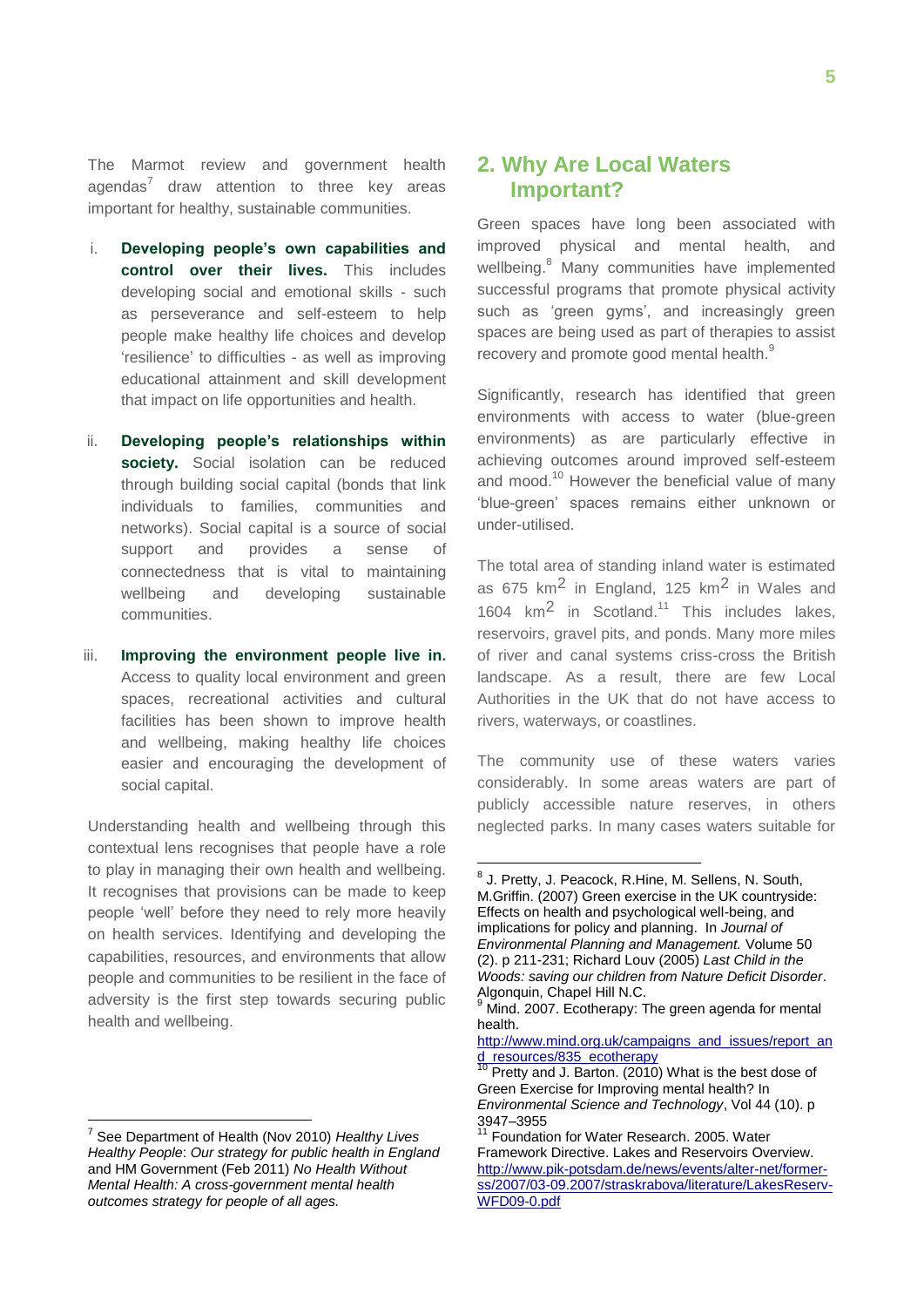The Marmot review and government health agendas[7] draw attention to three key areas important for healthy, sustainable communities.

i. **Developing people's own capabilities and control over their lives.** This includes developing social and emotional skills - such as perseverance and self-esteem to help people make healthy life choices and develop 'resilience' to difficulties - as well as improving educational attainment and skill development that impact on life opportunities and health.

ii. **Developing people's relationships within society.** Social isolation can be reduced through building social capital (bonds that link individuals to families, communities and networks). Social capital is a source of social support and provides a sense of connectedness that is vital to maintaining wellbeing and developing sustainable communities.

iii. **Improving the environment people live in.** Access to quality local environment and green spaces, recreational activities and cultural facilities has been shown to improve health and wellbeing, making healthy life choices easier and encouraging the development of social capital.

Understanding health and wellbeing through this contextual lens recognises that people have a role to play in managing their own health and wellbeing. It recognises that provisions can be made to keep people 'well' before they need to rely more heavily on health services. Identifying and developing the capabilities, resources, and environments that allow people and communities to be resilient in the face of adversity is the first step towards securing public health and wellbeing.

## 2. Why Are Local Waters Important?

Green spaces have long been associated with improved physical and mental health, and wellbeing.[8] Many communities have implemented successful programs that promote physical activity such as 'green gyms', and increasingly green spaces are being used as part of therapies to assist recovery and promote good mental health.[9]

Significantly, research has identified that green environments with access to water (blue-green environments) as are particularly effective in achieving outcomes around improved self-esteem and mood.[10] However the beneficial value of many 'blue-green' spaces remains either unknown or under-utilised.

The total area of standing inland water is estimated as 675 $km^2$ in England, 125 $km^2$ in Wales and 1604 $km^2$ in Scotland.[11] This includes lakes, reservoirs, gravel pits, and ponds. Many more miles of river and canal systems criss-cross the British landscape. As a result, there are few Local Authorities in the UK that do not have access to rivers, waterways, or coastlines.

The community use of these waters varies considerably. In some areas waters are part of publicly accessible nature reserves, in others neglected parks. In many cases waters suitable for

---

[7] See Department of Health (Nov 2010) *Healthy Lives Healthy People*: *Our strategy for public health in England* and HM Government (Feb 2011) *No Health Without Mental Health: A cross-government mental health outcomes strategy for people of all ages.*

[8] J. Pretty, J. Peacock, R.Hine, M. Sellens, N. South, M.Griffin. (2007) Green exercise in the UK countryside: Effects on health and psychological well-being, and implications for policy and planning. In *Journal of Environmental Planning and Management.* Volume 50 (2). p 211-231; Richard Louv (2005) *Last Child in the Woods: saving our children from Nature Deficit Disorder*. Algonquin, Chapel Hill N.C.

[9] Mind. 2007. Ecotherapy: The green agenda for mental health. http://www.mind.org.uk/campaigns_and_issues/report_and_resources/835_ecotherapy

[10] Pretty and J. Barton. (2010) What is the best dose of Green Exercise for Improving mental health? In *Environmental Science and Technology*, Vol 44 (10). p 3947–3955

[11] Foundation for Water Research. 2005. Water Framework Directive. Lakes and Reservoirs Overview. http://www.pik-potsdam.de/news/events/alter-net/former-ss/2007/03-09.2007/straskrabova/literature/LakesReserv-WFD09-0.pdf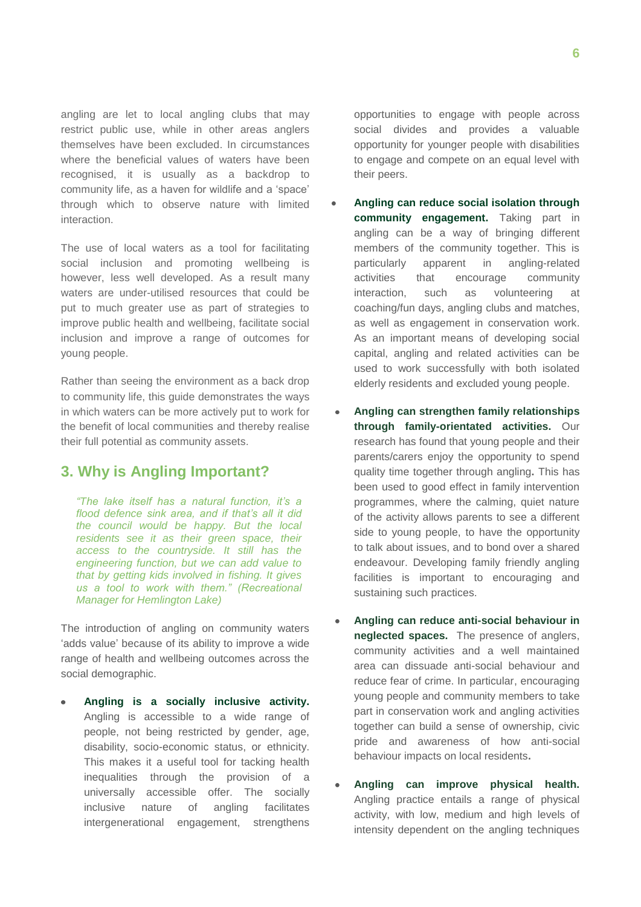angling are let to local angling clubs that may restrict public use, while in other areas anglers themselves have been excluded. In circumstances where the beneficial values of waters have been recognised, it is usually as a backdrop to community life, as a haven for wildlife and a 'space' through which to observe nature with limited interaction.

The use of local waters as a tool for facilitating social inclusion and promoting wellbeing is however, less well developed. As a result many waters are under-utilised resources that could be put to much greater use as part of strategies to improve public health and wellbeing, facilitate social inclusion and improve a range of outcomes for young people.

Rather than seeing the environment as a back drop to community life, this guide demonstrates the ways in which waters can be more actively put to work for the benefit of local communities and thereby realise their full potential as community assets.

## 3. Why is Angling Important?

> *"The lake itself has a natural function, it's a flood defence sink area, and if that's all it did the council would be happy. But the local residents see it as their green space, their access to the countryside. It still has the engineering function, but we can add value to that by getting kids involved in fishing. It gives us a tool to work with them." (Recreational Manager for Hemlington Lake)*

The introduction of angling on community waters 'adds value' because of its ability to improve a wide range of health and wellbeing outcomes across the social demographic.

- **Angling is a socially inclusive activity.** Angling is accessible to a wide range of people, not being restricted by gender, age, disability, socio-economic status, or ethnicity. This makes it a useful tool for tacking health inequalities through the provision of a universally accessible offer. The socially inclusive nature of angling facilitates intergenerational engagement, strengthens opportunities to engage with people across social divides and provides a valuable opportunity for younger people with disabilities to engage and compete on an equal level with their peers.

- **Angling can reduce social isolation through community engagement.** Taking part in angling can be a way of bringing different members of the community together. This is particularly apparent in angling-related activities that encourage community interaction, such as volunteering at coaching/fun days, angling clubs and matches, as well as engagement in conservation work. As an important means of developing social capital, angling and related activities can be used to work successfully with both isolated elderly residents and excluded young people.

- **Angling can strengthen family relationships through family-orientated activities.** Our research has found that young people and their parents/carers enjoy the opportunity to spend quality time together through angling**.** This has been used to good effect in family intervention programmes, where the calming, quiet nature of the activity allows parents to see a different side to young people, to have the opportunity to talk about issues, and to bond over a shared endeavour. Developing family friendly angling facilities is important to encouraging and sustaining such practices.

- **Angling can reduce anti-social behaviour in neglected spaces.** The presence of anglers, community activities and a well maintained area can dissuade anti-social behaviour and reduce fear of crime. In particular, encouraging young people and community members to take part in conservation work and angling activities together can build a sense of ownership, civic pride and awareness of how anti-social behaviour impacts on local residents**.**

- **Angling can improve physical health.** Angling practice entails a range of physical activity, with low, medium and high levels of intensity dependent on the angling techniques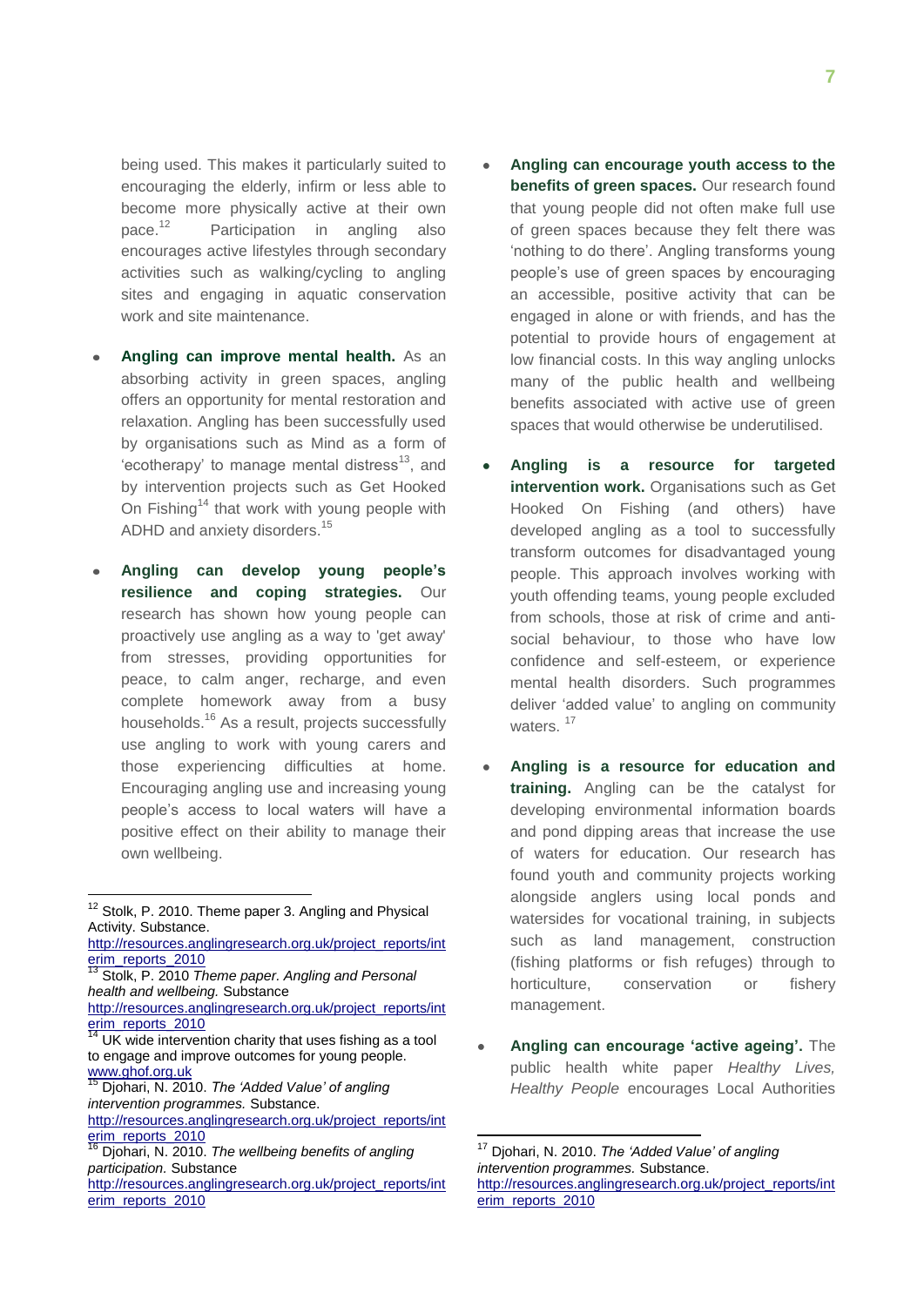being used. This makes it particularly suited to encouraging the elderly, infirm or less able to become more physically active at their own pace.[12] Participation in angling also encourages active lifestyles through secondary activities such as walking/cycling to angling sites and engaging in aquatic conservation work and site maintenance.

- **Angling can improve mental health.** As an absorbing activity in green spaces, angling offers an opportunity for mental restoration and relaxation. Angling has been successfully used by organisations such as Mind as a form of 'ecotherapy' to manage mental distress[13], and by intervention projects such as Get Hooked On Fishing[14] that work with young people with ADHD and anxiety disorders.[15]

- **Angling can develop young people's resilience and coping strategies.** Our research has shown how young people can proactively use angling as a way to 'get away' from stresses, providing opportunities for peace, to calm anger, recharge, and even complete homework away from a busy households.[16] As a result, projects successfully use angling to work with young carers and those experiencing difficulties at home. Encouraging angling use and increasing young people's access to local waters will have a positive effect on their ability to manage their own wellbeing.

- **Angling can encourage youth access to the benefits of green spaces.** Our research found that young people did not often make full use of green spaces because they felt there was 'nothing to do there'. Angling transforms young people's use of green spaces by encouraging an accessible, positive activity that can be engaged in alone or with friends, and has the potential to provide hours of engagement at low financial costs. In this way angling unlocks many of the public health and wellbeing benefits associated with active use of green spaces that would otherwise be underutilised.

- **Angling is a resource for targeted intervention work.** Organisations such as Get Hooked On Fishing (and others) have developed angling as a tool to successfully transform outcomes for disadvantaged young people. This approach involves working with youth offending teams, young people excluded from schools, those at risk of crime and anti-social behaviour, to those who have low confidence and self-esteem, or experience mental health disorders. Such programmes deliver 'added value' to angling on community waters. [17]

- **Angling is a resource for education and training.** Angling can be the catalyst for developing environmental information boards and pond dipping areas that increase the use of waters for education. Our research has found youth and community projects working alongside anglers using local ponds and watersides for vocational training, in subjects such as land management, construction (fishing platforms or fish refuges) through to horticulture, conservation or fishery management.

- **Angling can encourage 'active ageing'.** The public health white paper *Healthy Lives, Healthy People* encourages Local Authorities

---

[12] Stolk, P. 2010. Theme paper 3. Angling and Physical Activity. Substance. http://resources.anglingresearch.org.uk/project_reports/interim_reports_2010

[13] Stolk, P. 2010 *Theme paper. Angling and Personal health and wellbeing.* Substance http://resources.anglingresearch.org.uk/project_reports/interim_reports_2010

[14] UK wide intervention charity that uses fishing as a tool to engage and improve outcomes for young people. www.ghof.org.uk

[15] Djohari, N. 2010. *The 'Added Value' of angling intervention programmes.* Substance. http://resources.anglingresearch.org.uk/project_reports/interim_reports_2010

[16] Djohari, N. 2010. *The wellbeing benefits of angling participation.* Substance http://resources.anglingresearch.org.uk/project_reports/interim_reports_2010

[17] Djohari, N. 2010. *The 'Added Value' of angling intervention programmes.* Substance. http://resources.anglingresearch.org.uk/project_reports/interim_reports_2010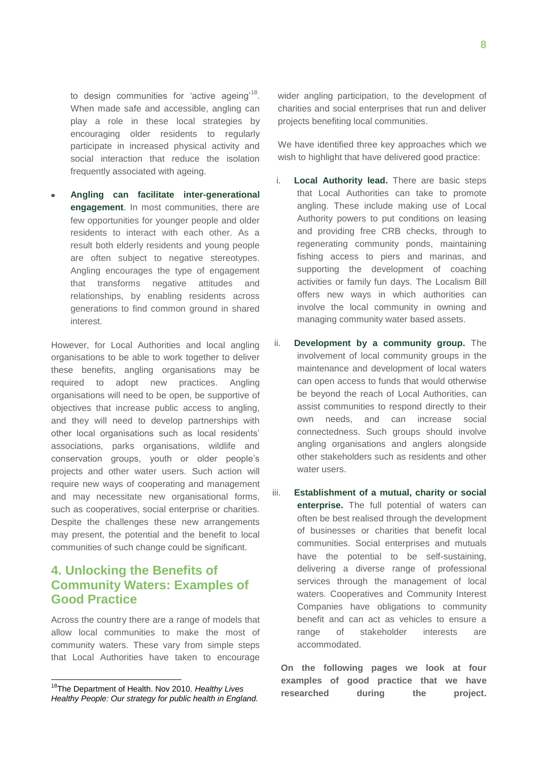to design communities for 'active ageing'[18]. When made safe and accessible, angling can play a role in these local strategies by encouraging older residents to regularly participate in increased physical activity and social interaction that reduce the isolation frequently associated with ageing.

- **Angling can facilitate inter-generational engagement**. In most communities, there are few opportunities for younger people and older residents to interact with each other. As a result both elderly residents and young people are often subject to negative stereotypes. Angling encourages the type of engagement that transforms negative attitudes and relationships, by enabling residents across generations to find common ground in shared interest.

However, for Local Authorities and local angling organisations to be able to work together to deliver these benefits, angling organisations may be required to adopt new practices. Angling organisations will need to be open, be supportive of objectives that increase public access to angling, and they will need to develop partnerships with other local organisations such as local residents' associations, parks organisations, wildlife and conservation groups, youth or older people's projects and other water users. Such action will require new ways of cooperating and management and may necessitate new organisational forms, such as cooperatives, social enterprise or charities. Despite the challenges these new arrangements may present, the potential and the benefit to local communities of such change could be significant.

## 4. Unlocking the Benefits of Community Waters: Examples of Good Practice

Across the country there are a range of models that allow local communities to make the most of community waters. These vary from simple steps that Local Authorities have taken to encourage wider angling participation, to the development of charities and social enterprises that run and deliver projects benefiting local communities.

We have identified three key approaches which we wish to highlight that have delivered good practice:

i. **Local Authority lead.** There are basic steps that Local Authorities can take to promote angling. These include making use of Local Authority powers to put conditions on leasing and providing free CRB checks, through to regenerating community ponds, maintaining fishing access to piers and marinas, and supporting the development of coaching activities or family fun days. The Localism Bill offers new ways in which authorities can involve the local community in owning and managing community water based assets.

ii. **Development by a community group.** The involvement of local community groups in the maintenance and development of local waters can open access to funds that would otherwise be beyond the reach of Local Authorities, can assist communities to respond directly to their own needs, and can increase social connectedness. Such groups should involve angling organisations and anglers alongside other stakeholders such as residents and other water users.

iii. **Establishment of a mutual, charity or social enterprise.** The full potential of waters can often be best realised through the development of businesses or charities that benefit local communities. Social enterprises and mutuals have the potential to be self-sustaining, delivering a diverse range of professional services through the management of local waters. Cooperatives and Community Interest Companies have obligations to community benefit and can act as vehicles to ensure a range of stakeholder interests are accommodated.

**On the following pages we look at four examples of good practice that we have researched during the project.**

[18] The Department of Health. Nov 2010. *Healthy Lives Healthy People: Our strategy for public health in England.*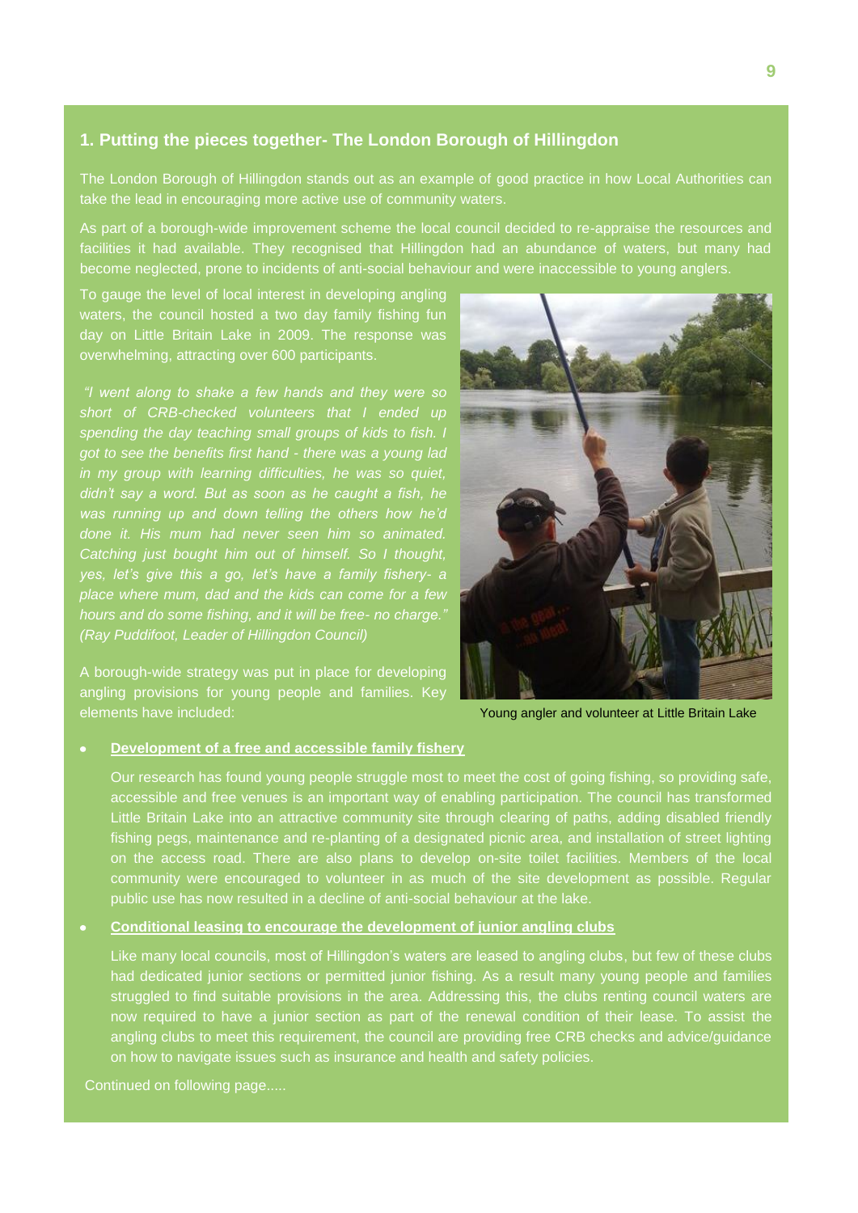## 1. Putting the pieces together- The London Borough of Hillingdon

The London Borough of Hillingdon stands out as an example of good practice in how Local Authorities can take the lead in encouraging more active use of community waters.

As part of a borough-wide improvement scheme the local council decided to re-appraise the resources and facilities it had available. They recognised that Hillingdon had an abundance of waters, but many had become neglected, prone to incidents of anti-social behaviour and were inaccessible to young anglers.

To gauge the level of local interest in developing angling waters, the council hosted a two day family fishing fun day on Little Britain Lake in 2009. The response was overwhelming, attracting over 600 participants.

*"I went along to shake a few hands and they were so short of CRB-checked volunteers that I ended up spending the day teaching small groups of kids to fish. I got to see the benefits first hand - there was a young lad in my group with learning difficulties, he was so quiet, didn't say a word. But as soon as he caught a fish, he was running up and down telling the others how he'd done it. His mum had never seen him so animated. Catching just bought him out of himself. So I thought, yes, let's give this a go, let's have a family fishery- a place where mum, dad and the kids can come for a few hours and do some fishing, and it will be free- no charge." (Ray Puddifoot, Leader of Hillingdon Council)*

Young angler and volunteer at Little Britain Lake

A borough-wide strategy was put in place for developing angling provisions for young people and families. Key elements have included:

- **Development of a free and accessible family fishery**

  Our research has found young people struggle most to meet the cost of going fishing, so providing safe, accessible and free venues is an important way of enabling participation. The council has transformed Little Britain Lake into an attractive community site through clearing of paths, adding disabled friendly fishing pegs, maintenance and re-planting of a designated picnic area, and installation of street lighting on the access road. There are also plans to develop on-site toilet facilities. Members of the local community were encouraged to volunteer in as much of the site development as possible. Regular public use has now resulted in a decline of anti-social behaviour at the lake.

- **Conditional leasing to encourage the development of junior angling clubs**

  Like many local councils, most of Hillingdon's waters are leased to angling clubs, but few of these clubs had dedicated junior sections or permitted junior fishing. As a result many young people and families struggled to find suitable provisions in the area. Addressing this, the clubs renting council waters are now required to have a junior section as part of the renewal condition of their lease. To assist the angling clubs to meet this requirement, the council are providing free CRB checks and advice/guidance on how to navigate issues such as insurance and health and safety policies.

Continued on following page.....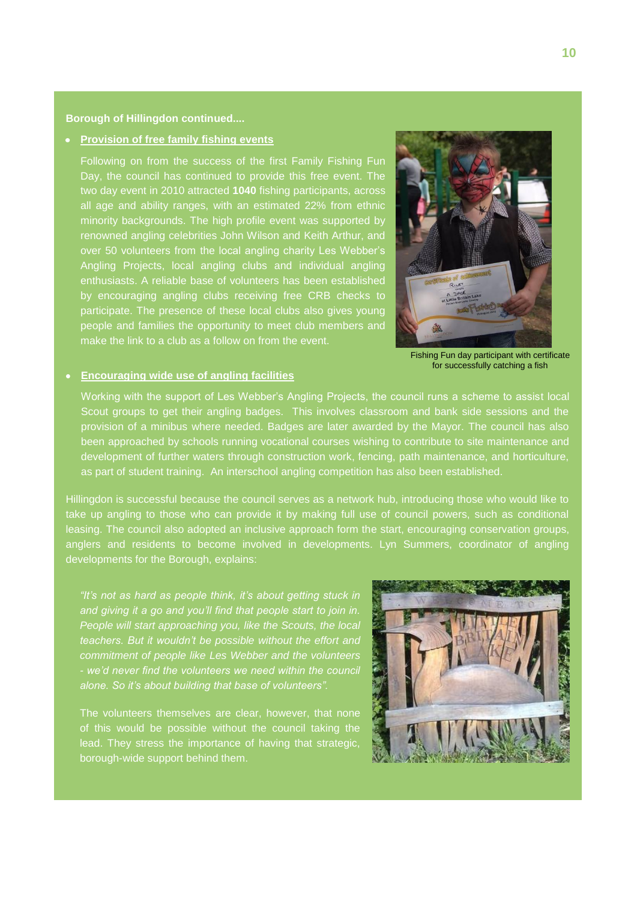**Borough of Hillingdon continued....**

- **Provision of free family fishing events**

  Following on from the success of the first Family Fishing Fun Day, the council has continued to provide this free event. The two day event in 2010 attracted **1040** fishing participants, across all age and ability ranges, with an estimated 22% from ethnic minority backgrounds. The high profile event was supported by renowned angling celebrities John Wilson and Keith Arthur, and over 50 volunteers from the local angling charity Les Webber's Angling Projects, local angling clubs and individual angling enthusiasts. A reliable base of volunteers has been established by encouraging angling clubs receiving free CRB checks to participate. The presence of these local clubs also gives young people and families the opportunity to meet club members and make the link to a club as a follow on from the event.

Fishing Fun day participant with certificate for successfully catching a fish

- **Encouraging wide use of angling facilities**

  Working with the support of Les Webber's Angling Projects, the council runs a scheme to assist local Scout groups to get their angling badges. This involves classroom and bank side sessions and the provision of a minibus where needed. Badges are later awarded by the Mayor. The council has also been approached by schools running vocational courses wishing to contribute to site maintenance and development of further waters through construction work, fencing, path maintenance, and horticulture, as part of student training. An interschool angling competition has also been established.

Hillingdon is successful because the council serves as a network hub, introducing those who would like to take up angling to those who can provide it by making full use of council powers, such as conditional leasing. The council also adopted an inclusive approach form the start, encouraging conservation groups, anglers and residents to become involved in developments. Lyn Summers, coordinator of angling developments for the Borough, explains:

*"It's not as hard as people think, it's about getting stuck in and giving it a go and you'll find that people start to join in. People will start approaching you, like the Scouts, the local teachers. But it wouldn't be possible without the effort and commitment of people like Les Webber and the volunteers - we'd never find the volunteers we need within the council alone. So it's about building that base of volunteers".*

The volunteers themselves are clear, however, that none of this would be possible without the council taking the lead. They stress the importance of having that strategic, borough-wide support behind them.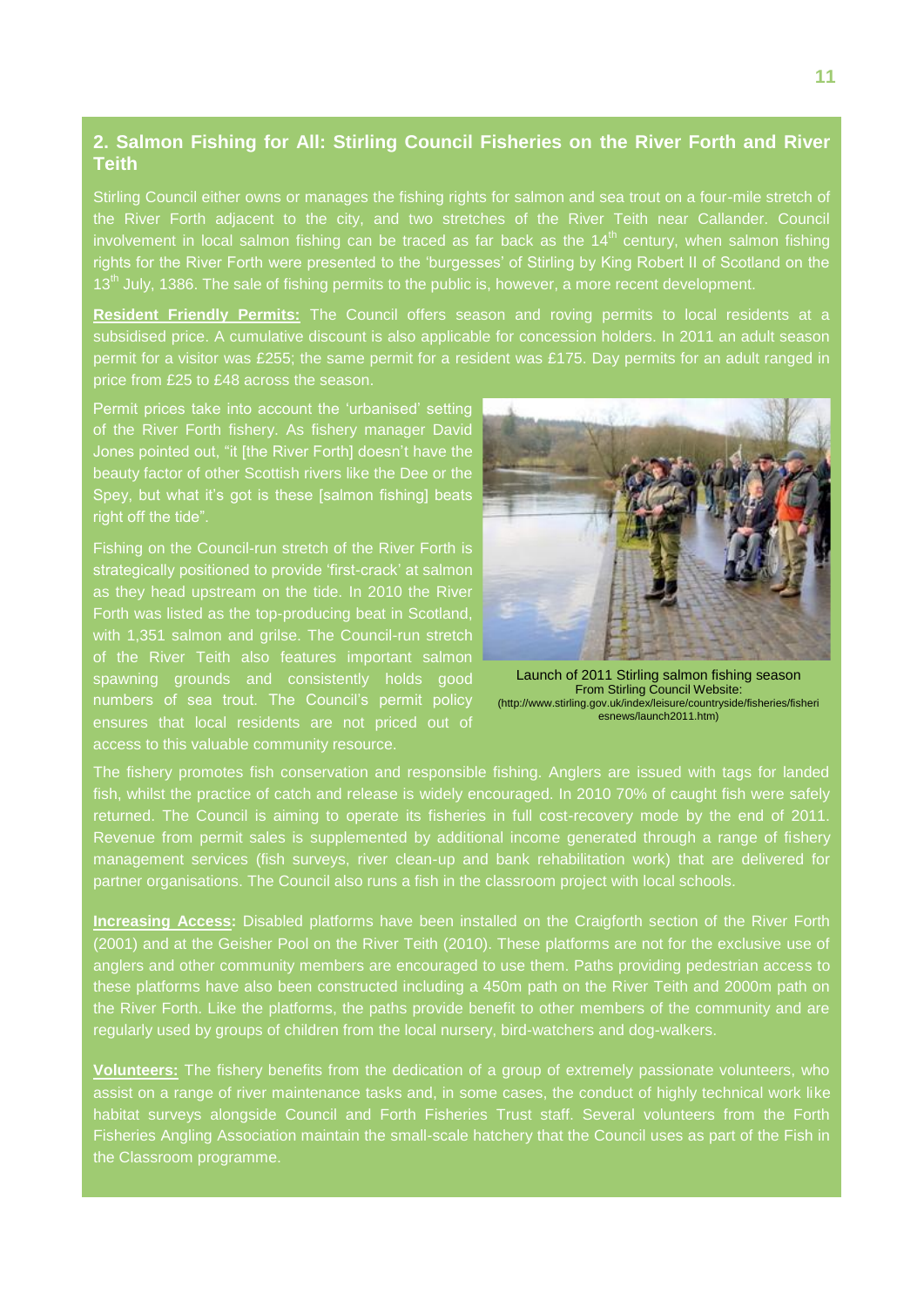## 2. Salmon Fishing for All: Stirling Council Fisheries on the River Forth and River Teith

Stirling Council either owns or manages the fishing rights for salmon and sea trout on a four-mile stretch of the River Forth adjacent to the city, and two stretches of the River Teith near Callander. Council involvement in local salmon fishing can be traced as far back as the 14th century, when salmon fishing rights for the River Forth were presented to the 'burgesses' of Stirling by King Robert II of Scotland on the 13th July, 1386. The sale of fishing permits to the public is, however, a more recent development.

**Resident Friendly Permits:** The Council offers season and roving permits to local residents at a subsidised price. A cumulative discount is also applicable for concession holders. In 2011 an adult season permit for a visitor was £255; the same permit for a resident was £175. Day permits for an adult ranged in price from £25 to £48 across the season.

Permit prices take into account the 'urbanised' setting of the River Forth fishery. As fishery manager David Jones pointed out, "it [the River Forth] doesn't have the beauty factor of other Scottish rivers like the Dee or the Spey, but what it's got is these [salmon fishing] beats right off the tide".

Fishing on the Council-run stretch of the River Forth is strategically positioned to provide 'first-crack' at salmon as they head upstream on the tide. In 2010 the River Forth was listed as the top-producing beat in Scotland, with 1,351 salmon and grilse. The Council-run stretch of the River Teith also features important salmon spawning grounds and consistently holds good numbers of sea trout. The Council's permit policy ensures that local residents are not priced out of access to this valuable community resource.

Launch of 2011 Stirling salmon fishing season
From Stirling Council Website:
(http://www.stirling.gov.uk/index/leisure/countryside/fisheries/fisheriesnews/launch2011.htm)

The fishery promotes fish conservation and responsible fishing. Anglers are issued with tags for landed fish, whilst the practice of catch and release is widely encouraged. In 2010 70% of caught fish were safely returned. The Council is aiming to operate its fisheries in full cost-recovery mode by the end of 2011. Revenue from permit sales is supplemented by additional income generated through a range of fishery management services (fish surveys, river clean-up and bank rehabilitation work) that are delivered for partner organisations. The Council also runs a fish in the classroom project with local schools.

**Increasing Access:** Disabled platforms have been installed on the Craigforth section of the River Forth (2001) and at the Geisher Pool on the River Teith (2010). These platforms are not for the exclusive use of anglers and other community members are encouraged to use them. Paths providing pedestrian access to these platforms have also been constructed including a 450m path on the River Teith and 2000m path on the River Forth. Like the platforms, the paths provide benefit to other members of the community and are regularly used by groups of children from the local nursery, bird-watchers and dog-walkers.

**Volunteers:** The fishery benefits from the dedication of a group of extremely passionate volunteers, who assist on a range of river maintenance tasks and, in some cases, the conduct of highly technical work like habitat surveys alongside Council and Forth Fisheries Trust staff. Several volunteers from the Forth Fisheries Angling Association maintain the small-scale hatchery that the Council uses as part of the Fish in the Classroom programme.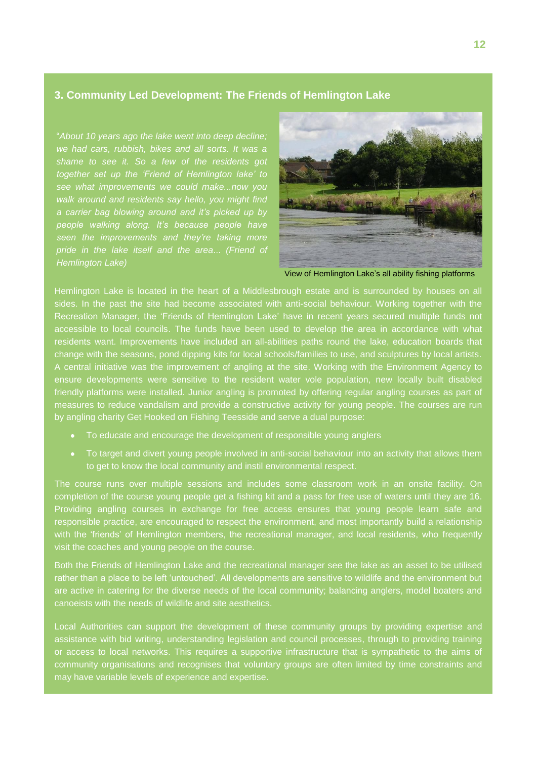## 3. Community Led Development: The Friends of Hemlington Lake

"*About 10 years ago the lake went into deep decline; we had cars, rubbish, bikes and all sorts. It was a shame to see it. So a few of the residents got together set up the 'Friend of Hemlington lake' to see what improvements we could make...now you walk around and residents say hello, you might find a carrier bag blowing around and it's picked up by people walking along. It's because people have seen the improvements and they're taking more pride in the lake itself and the area... (Friend of Hemlington Lake)*

View of Hemlington Lake's all ability fishing platforms

Hemlington Lake is located in the heart of a Middlesbrough estate and is surrounded by houses on all sides. In the past the site had become associated with anti-social behaviour. Working together with the Recreation Manager, the 'Friends of Hemlington Lake' have in recent years secured multiple funds not accessible to local councils. The funds have been used to develop the area in accordance with what residents want. Improvements have included an all-abilities paths round the lake, education boards that change with the seasons, pond dipping kits for local schools/families to use, and sculptures by local artists. A central initiative was the improvement of angling at the site. Working with the Environment Agency to ensure developments were sensitive to the resident water vole population, new locally built disabled friendly platforms were installed. Junior angling is promoted by offering regular angling courses as part of measures to reduce vandalism and provide a constructive activity for young people. The courses are run by angling charity Get Hooked on Fishing Teesside and serve a dual purpose:

- To educate and encourage the development of responsible young anglers
- To target and divert young people involved in anti-social behaviour into an activity that allows them to get to know the local community and instil environmental respect.

The course runs over multiple sessions and includes some classroom work in an onsite facility. On completion of the course young people get a fishing kit and a pass for free use of waters until they are 16. Providing angling courses in exchange for free access ensures that young people learn safe and responsible practice, are encouraged to respect the environment, and most importantly build a relationship with the 'friends' of Hemlington members, the recreational manager, and local residents, who frequently visit the coaches and young people on the course.

Both the Friends of Hemlington Lake and the recreational manager see the lake as an asset to be utilised rather than a place to be left 'untouched'. All developments are sensitive to wildlife and the environment but are active in catering for the diverse needs of the local community; balancing anglers, model boaters and canoeists with the needs of wildlife and site aesthetics.

Local Authorities can support the development of these community groups by providing expertise and assistance with bid writing, understanding legislation and council processes, through to providing training or access to local networks. This requires a supportive infrastructure that is sympathetic to the aims of community organisations and recognises that voluntary groups are often limited by time constraints and may have variable levels of experience and expertise.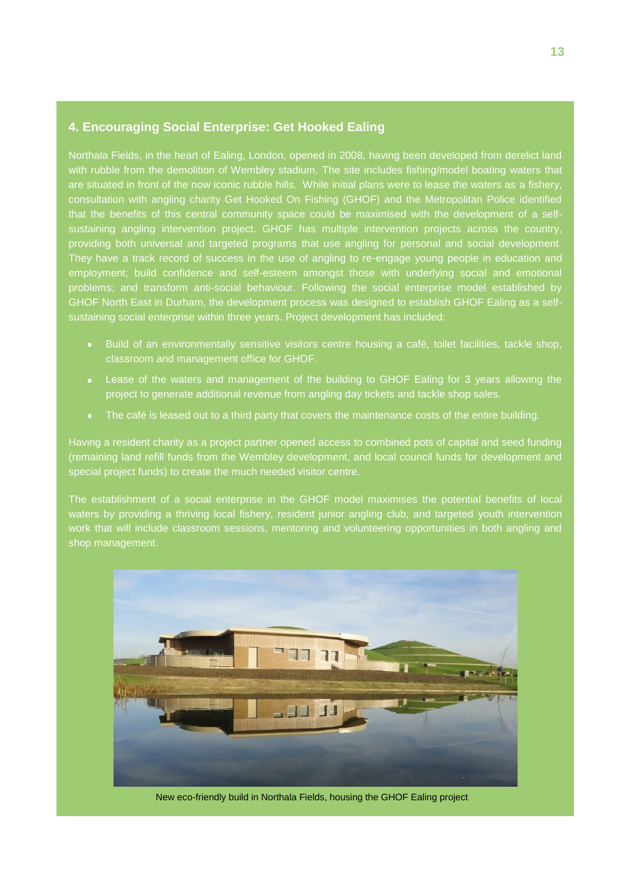## 4. Encouraging Social Enterprise: Get Hooked Ealing

Northala Fields, in the heart of Ealing, London, opened in 2008, having been developed from derelict land with rubble from the demolition of Wembley stadium. The site includes fishing/model boating waters that are situated in front of the now iconic rubble hills. While initial plans were to lease the waters as a fishery, consultation with angling charity Get Hooked On Fishing (GHOF) and the Metropolitan Police identified that the benefits of this central community space could be maximised with the development of a self-sustaining angling intervention project. GHOF has multiple intervention projects across the country, providing both universal and targeted programs that use angling for personal and social development. They have a track record of success in the use of angling to re-engage young people in education and employment; build confidence and self-esteem amongst those with underlying social and emotional problems; and transform anti-social behaviour. Following the social enterprise model established by GHOF North East in Durham, the development process was designed to establish GHOF Ealing as a self-sustaining social enterprise within three years. Project development has included:

- Build of an environmentally sensitive visitors centre housing a café, toilet facilities, tackle shop, classroom and management office for GHOF.
- Lease of the waters and management of the building to GHOF Ealing for 3 years allowing the project to generate additional revenue from angling day tickets and tackle shop sales.
- The café is leased out to a third party that covers the maintenance costs of the entire building.

Having a resident charity as a project partner opened access to combined pots of capital and seed funding (remaining land refill funds from the Wembley development, and local council funds for development and special project funds) to create the much needed visitor centre.

The establishment of a social enterprise in the GHOF model maximises the potential benefits of local waters by providing a thriving local fishery, resident junior angling club, and targeted youth intervention work that will include classroom sessions, mentoring and volunteering opportunities in both angling and shop management.

New eco-friendly build in Northala Fields, housing the GHOF Ealing project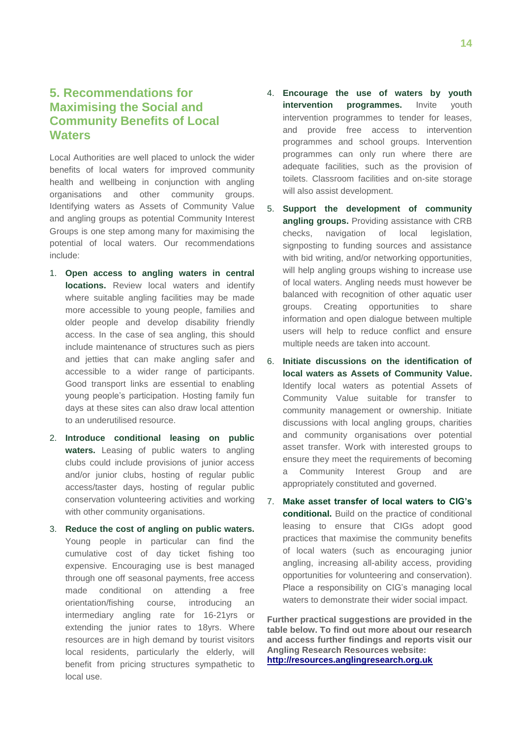## 5. Recommendations for Maximising the Social and Community Benefits of Local Waters

Local Authorities are well placed to unlock the wider benefits of local waters for improved community health and wellbeing in conjunction with angling organisations and other community groups. Identifying waters as Assets of Community Value and angling groups as potential Community Interest Groups is one step among many for maximising the potential of local waters. Our recommendations include:

1. **Open access to angling waters in central locations.** Review local waters and identify where suitable angling facilities may be made more accessible to young people, families and older people and develop disability friendly access. In the case of sea angling, this should include maintenance of structures such as piers and jetties that can make angling safer and accessible to a wider range of participants. Good transport links are essential to enabling young people's participation. Hosting family fun days at these sites can also draw local attention to an underutilised resource.
2. **Introduce conditional leasing on public waters.** Leasing of public waters to angling clubs could include provisions of junior access and/or junior clubs, hosting of regular public access/taster days, hosting of regular public conservation volunteering activities and working with other community organisations.
3. **Reduce the cost of angling on public waters.** Young people in particular can find the cumulative cost of day ticket fishing too expensive. Encouraging use is best managed through one off seasonal payments, free access made conditional on attending a free orientation/fishing course, introducing an intermediary angling rate for 16-21yrs or extending the junior rates to 18yrs. Where resources are in high demand by tourist visitors local residents, particularly the elderly, will benefit from pricing structures sympathetic to local use.
4. **Encourage the use of waters by youth intervention programmes.** Invite youth intervention programmes to tender for leases, and provide free access to intervention programmes and school groups. Intervention programmes can only run where there are adequate facilities, such as the provision of toilets. Classroom facilities and on-site storage will also assist development.
5. **Support the development of community angling groups.** Providing assistance with CRB checks, navigation of local legislation, signposting to funding sources and assistance with bid writing, and/or networking opportunities, will help angling groups wishing to increase use of local waters. Angling needs must however be balanced with recognition of other aquatic user groups. Creating opportunities to share information and open dialogue between multiple users will help to reduce conflict and ensure multiple needs are taken into account.
6. **Initiate discussions on the identification of local waters as Assets of Community Value.** Identify local waters as potential Assets of Community Value suitable for transfer to community management or ownership. Initiate discussions with local angling groups, charities and community organisations over potential asset transfer. Work with interested groups to ensure they meet the requirements of becoming a Community Interest Group and are appropriately constituted and governed.
7. **Make asset transfer of local waters to CIG's conditional.** Build on the practice of conditional leasing to ensure that CIGs adopt good practices that maximise the community benefits of local waters (such as encouraging junior angling, increasing all-ability access, providing opportunities for volunteering and conservation). Place a responsibility on CIG's managing local waters to demonstrate their wider social impact.

**Further practical suggestions are provided in the table below. To find out more about our research and access further findings and reports visit our Angling Research Resources website: http://resources.anglingresearch.org.uk**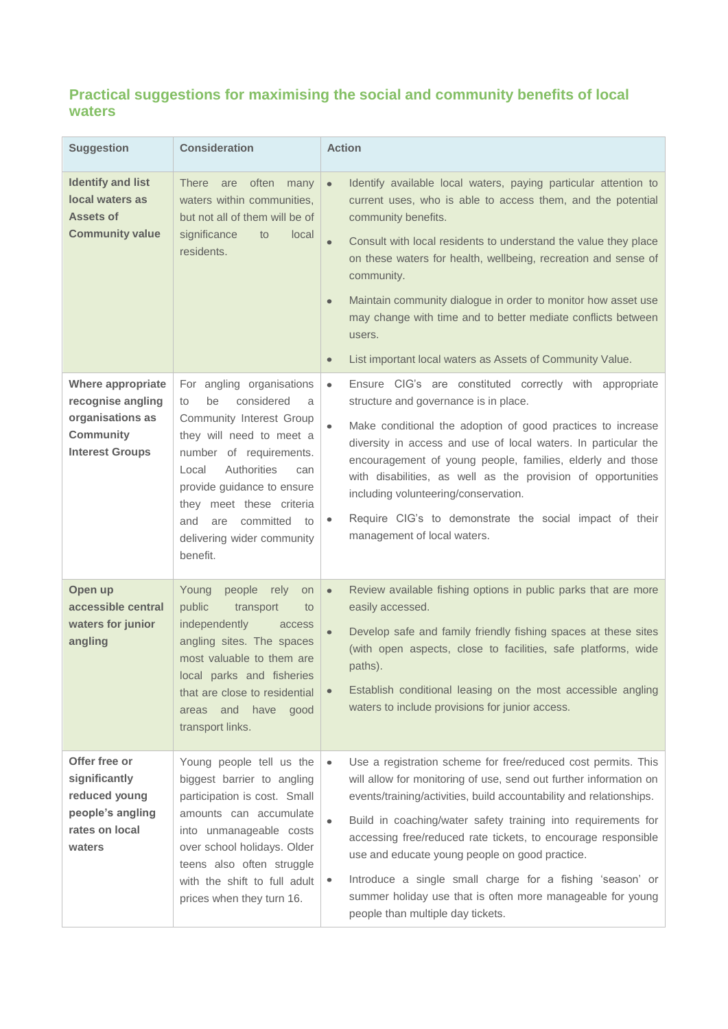## Practical suggestions for maximising the social and community benefits of local waters

| Suggestion | Consideration | Action |
|---|---|---|
| **Identify and list local waters as Assets of Community value** | There are often many waters within communities, but not all of them will be of significance to local residents. | • Identify available local waters, paying particular attention to current uses, who is able to access them, and the potential community benefits.<br>• Consult with local residents to understand the value they place on these waters for health, wellbeing, recreation and sense of community.<br>• Maintain community dialogue in order to monitor how asset use may change with time and to better mediate conflicts between users.<br>• List important local waters as Assets of Community Value. |
| **Where appropriate recognise angling organisations as Community Interest Groups** | For angling organisations to be considered a Community Interest Group they will need to meet a number of requirements. Local Authorities can provide guidance to ensure they meet these criteria and are committed to delivering wider community benefit. | • Ensure CIG's are constituted correctly with appropriate structure and governance is in place.<br>• Make conditional the adoption of good practices to increase diversity in access and use of local waters. In particular the encouragement of young people, families, elderly and those with disabilities, as well as the provision of opportunities including volunteering/conservation.<br>• Require CIG's to demonstrate the social impact of their management of local waters. |
| **Open up accessible central waters for junior angling** | Young people rely on public transport to independently access angling sites. The spaces most valuable to them are local parks and fisheries that are close to residential areas and have good transport links. | • Review available fishing options in public parks that are more easily accessed.<br>• Develop safe and family friendly fishing spaces at these sites (with open aspects, close to facilities, safe platforms, wide paths).<br>• Establish conditional leasing on the most accessible angling waters to include provisions for junior access. |
| **Offer free or significantly reduced young people's angling rates on local waters** | Young people tell us the biggest barrier to angling participation is cost. Small amounts can accumulate into unmanageable costs over school holidays. Older teens also often struggle with the shift to full adult prices when they turn 16. | • Use a registration scheme for free/reduced cost permits. This will allow for monitoring of use, send out further information on events/training/activities, build accountability and relationships.<br>• Build in coaching/water safety training into requirements for accessing free/reduced rate tickets, to encourage responsible use and educate young people on good practice.<br>• Introduce a single small charge for a fishing 'season' or summer holiday use that is often more manageable for young people than multiple day tickets. |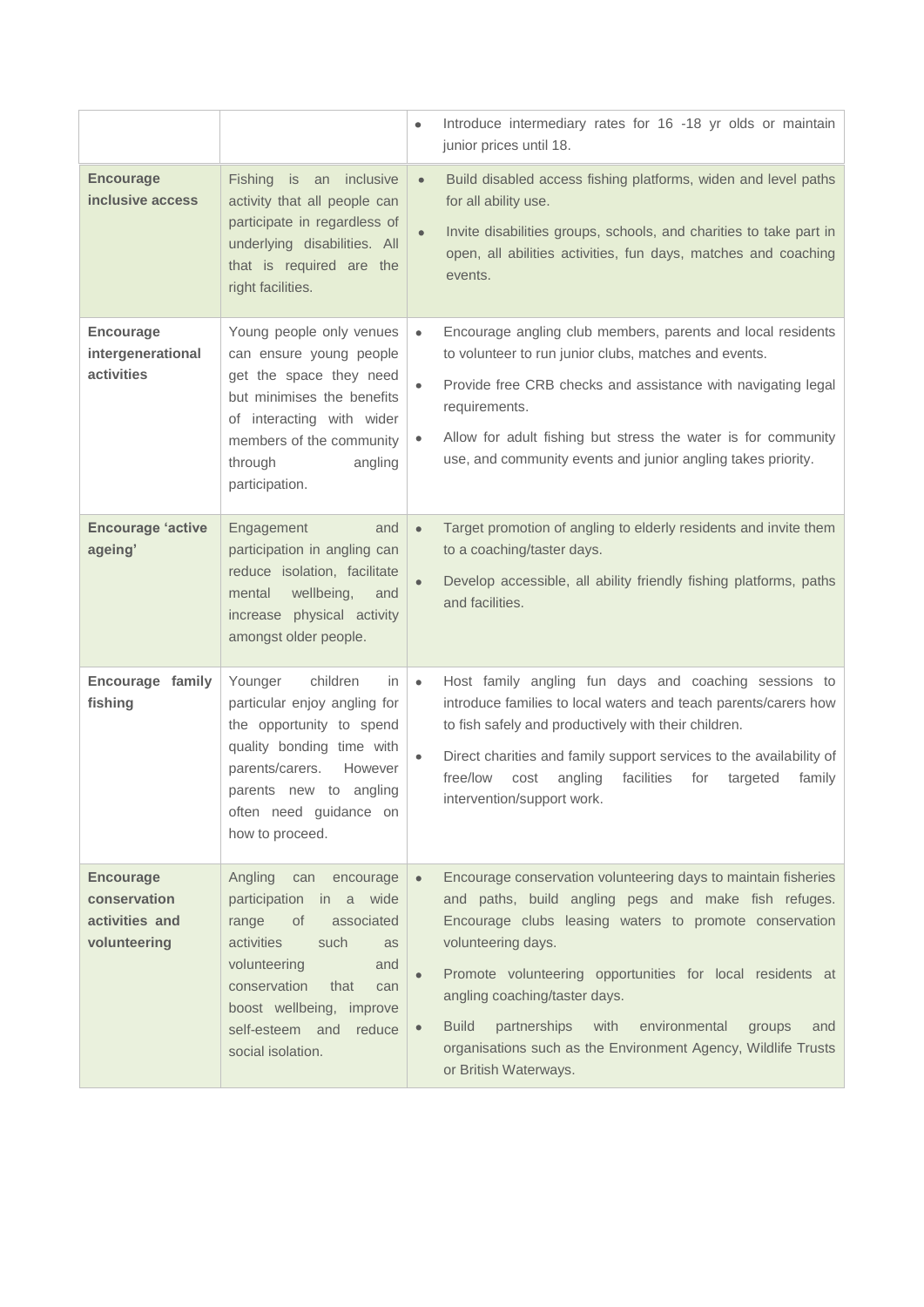| | | |
|---|---|---|
| | | • Introduce intermediary rates for 16 -18 yr olds or maintain junior prices until 18. |
| **Encourage inclusive access** | Fishing is an inclusive activity that all people can participate in regardless of underlying disabilities. All that is required are the right facilities. | • Build disabled access fishing platforms, widen and level paths for all ability use.<br>• Invite disabilities groups, schools, and charities to take part in open, all abilities activities, fun days, matches and coaching events. |
| **Encourage intergenerational activities** | Young people only venues can ensure young people get the space they need but minimises the benefits of interacting with wider members of the community through angling participation. | • Encourage angling club members, parents and local residents to volunteer to run junior clubs, matches and events.<br>• Provide free CRB checks and assistance with navigating legal requirements.<br>• Allow for adult fishing but stress the water is for community use, and community events and junior angling takes priority. |
| **Encourage 'active ageing'** | Engagement and participation in angling can reduce isolation, facilitate mental wellbeing, and increase physical activity amongst older people. | • Target promotion of angling to elderly residents and invite them to a coaching/taster days.<br>• Develop accessible, all ability friendly fishing platforms, paths and facilities. |
| **Encourage family fishing** | Younger children in particular enjoy angling for the opportunity to spend quality bonding time with parents/carers. However parents new to angling often need guidance on how to proceed. | • Host family angling fun days and coaching sessions to introduce families to local waters and teach parents/carers how to fish safely and productively with their children.<br>• Direct charities and family support services to the availability of free/low cost angling facilities for targeted family intervention/support work. |
| **Encourage conservation activities and volunteering** | Angling can encourage participation in a wide range of associated activities such as volunteering and conservation that can boost wellbeing, improve self-esteem and reduce social isolation. | • Encourage conservation volunteering days to maintain fisheries and paths, build angling pegs and make fish refuges. Encourage clubs leasing waters to promote conservation volunteering days.<br>• Promote volunteering opportunities for local residents at angling coaching/taster days.<br>• Build partnerships with environmental groups and organisations such as the Environment Agency, Wildlife Trusts or British Waterways. |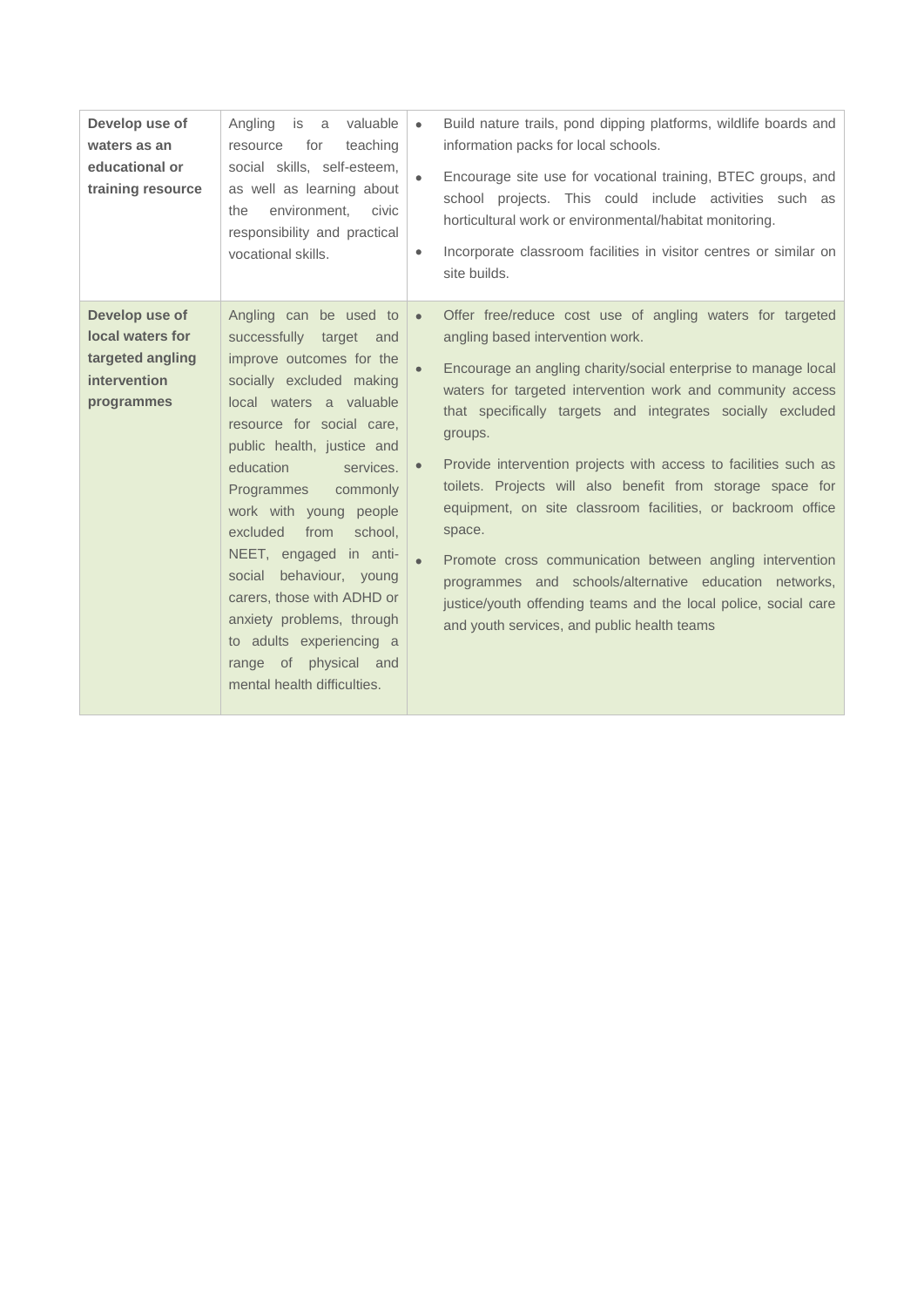| | | |
|---|---|---|
| **Develop use of waters as an educational or training resource** | Angling is a valuable resource for teaching social skills, self-esteem, as well as learning about the environment, civic responsibility and practical vocational skills. | • Build nature trails, pond dipping platforms, wildlife boards and information packs for local schools.<br>• Encourage site use for vocational training, BTEC groups, and school projects. This could include activities such as horticultural work or environmental/habitat monitoring.<br>• Incorporate classroom facilities in visitor centres or similar on site builds. |
| **Develop use of local waters for targeted angling intervention programmes** | Angling can be used to successfully target and improve outcomes for the socially excluded making local waters a valuable resource for social care, public health, justice and education services. Programmes commonly work with young people excluded from school, NEET, engaged in anti-social behaviour, young carers, those with ADHD or anxiety problems, through to adults experiencing a range of physical and mental health difficulties. | • Offer free/reduce cost use of angling waters for targeted angling based intervention work.<br>• Encourage an angling charity/social enterprise to manage local waters for targeted intervention work and community access that specifically targets and integrates socially excluded groups.<br>• Provide intervention projects with access to facilities such as toilets. Projects will also benefit from storage space for equipment, on site classroom facilities, or backroom office space.<br>• Promote cross communication between angling intervention programmes and schools/alternative education networks, justice/youth offending teams and the local police, social care and youth services, and public health teams |